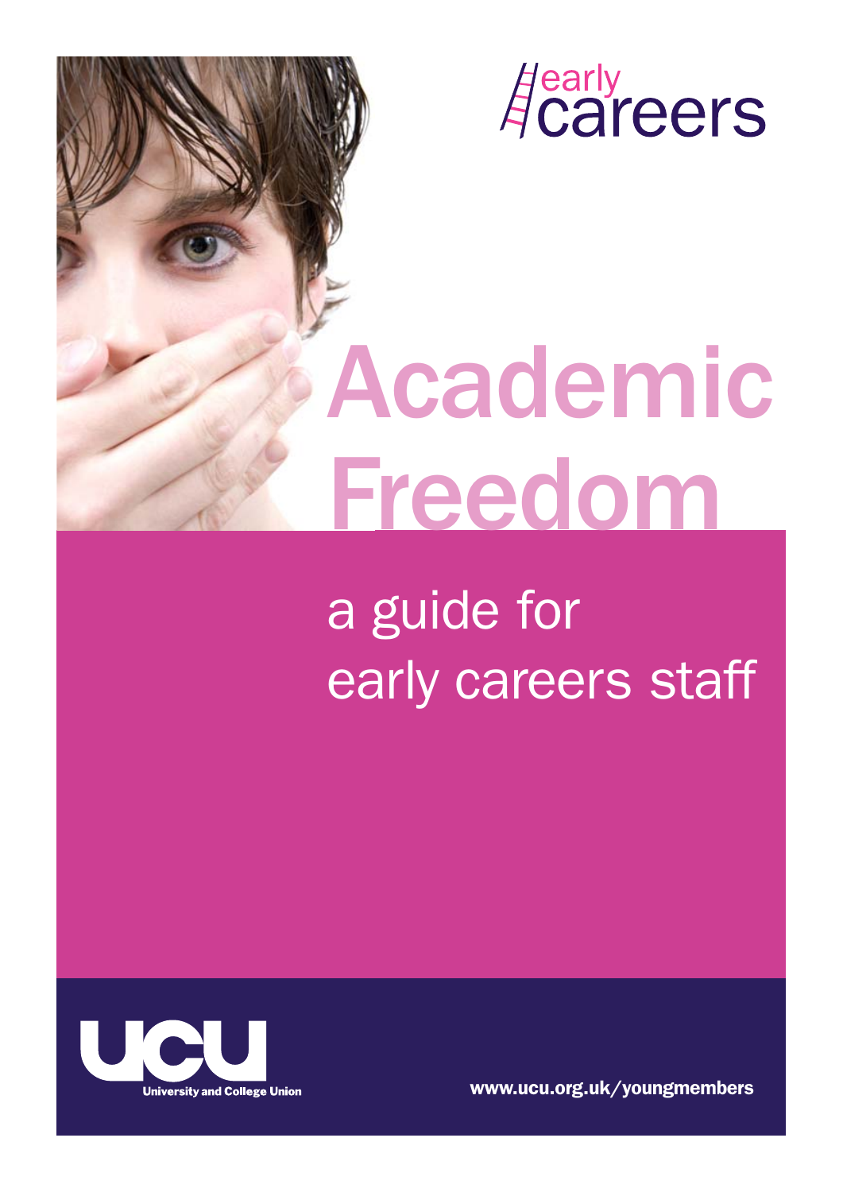early careers

# Academic Freedom

## a guide for early careers staff

UCU University and College Union

www.ucu.org.uk/youngmembers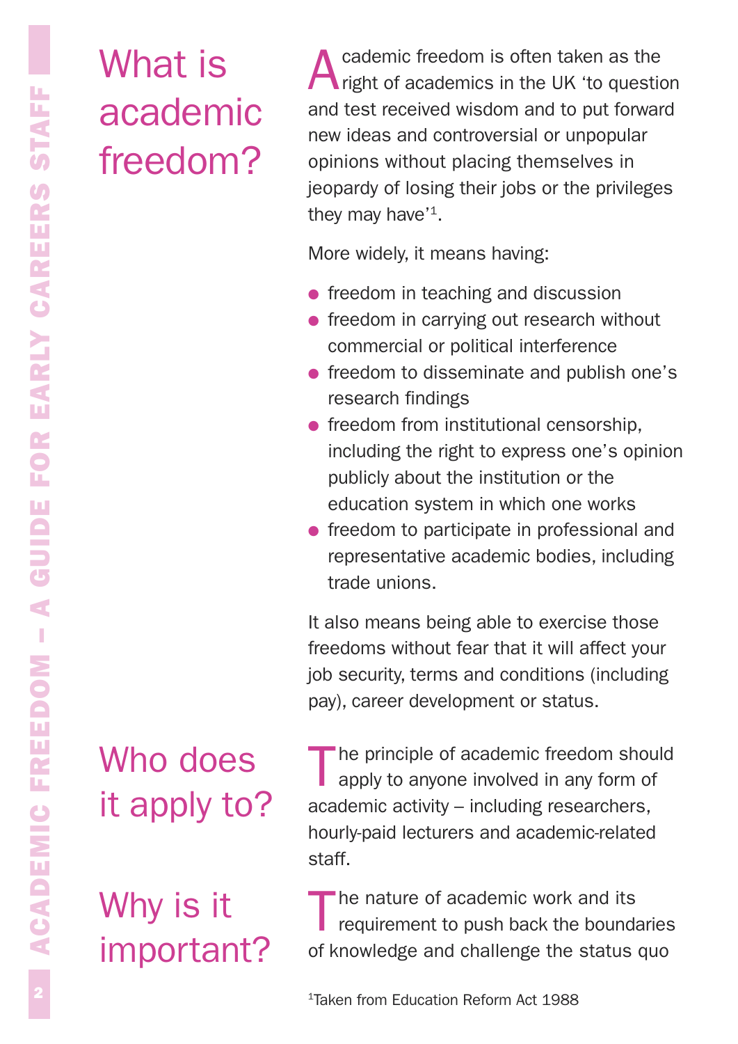## What is academic freedom?

Academic freedom is often taken as the right of academics in the UK 'to question and test received wisdom and to put forward new ideas and controversial or unpopular opinions without placing themselves in jeopardy of losing their jobs or the privileges they may have'[1].

More widely, it means having:

- freedom in teaching and discussion
- freedom in carrying out research without commercial or political interference
- freedom to disseminate and publish one's research findings
- freedom from institutional censorship, including the right to express one's opinion publicly about the institution or the education system in which one works
- freedom to participate in professional and representative academic bodies, including trade unions.

It also means being able to exercise those freedoms without fear that it will affect your job security, terms and conditions (including pay), career development or status.

## Who does it apply to?

The principle of academic freedom should apply to anyone involved in any form of academic activity – including researchers, hourly-paid lecturers and academic-related staff.

## Why is it important?

The nature of academic work and its requirement to push back the boundaries of knowledge and challenge the status quo

[1]Taken from Education Reform Act 1988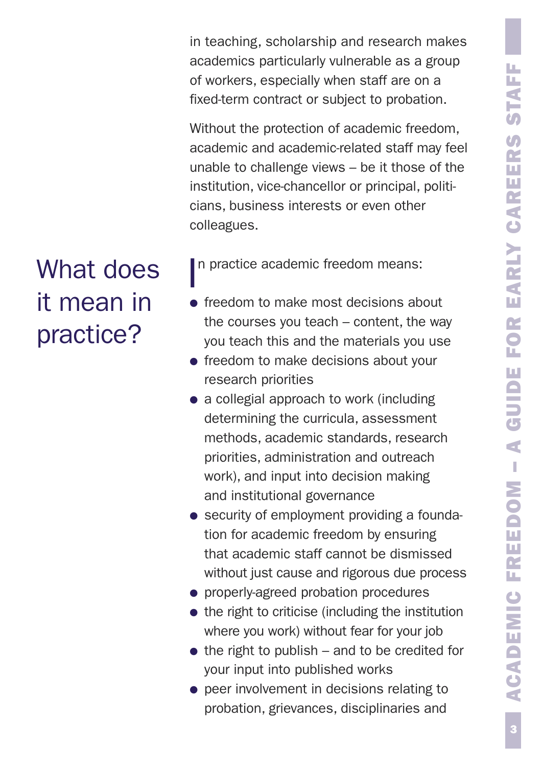in teaching, scholarship and research makes academics particularly vulnerable as a group of workers, especially when staff are on a fixed-term contract or subject to probation.

Without the protection of academic freedom, academic and academic-related staff may feel unable to challenge views – be it those of the institution, vice-chancellor or principal, politicians, business interests or even other colleagues.

## What does it mean in practice?

In practice academic freedom means:

- freedom to make most decisions about the courses you teach – content, the way you teach this and the materials you use
- freedom to make decisions about your research priorities
- a collegial approach to work (including determining the curricula, assessment methods, academic standards, research priorities, administration and outreach work), and input into decision making and institutional governance
- security of employment providing a foundation for academic freedom by ensuring that academic staff cannot be dismissed without just cause and rigorous due process
- properly-agreed probation procedures
- the right to criticise (including the institution where you work) without fear for your job
- the right to publish – and to be credited for your input into published works
- peer involvement in decisions relating to probation, grievances, disciplinaries and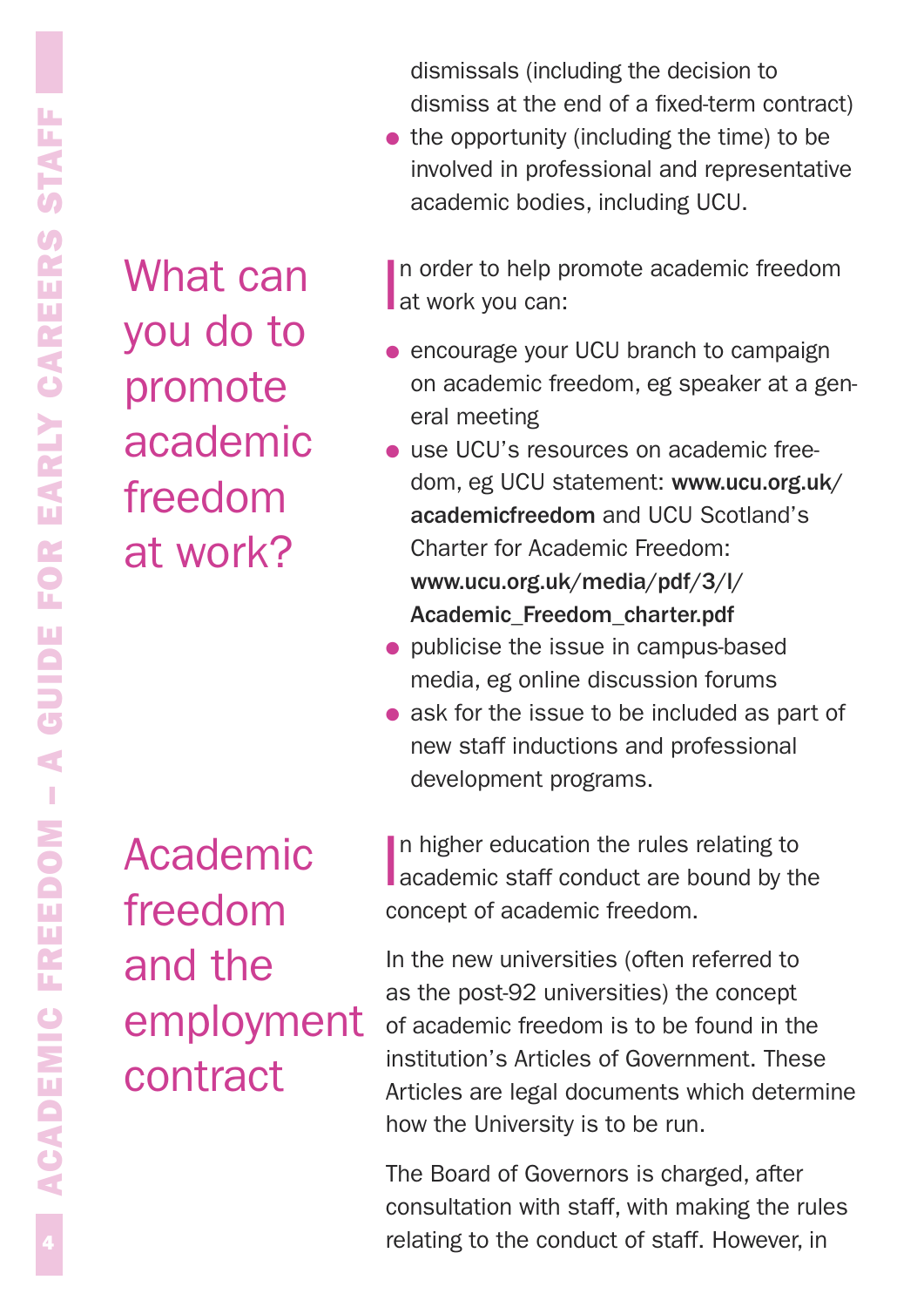dismissals (including the decision to dismiss at the end of a fixed-term contract)
- the opportunity (including the time) to be involved in professional and representative academic bodies, including UCU.

## What can you do to promote academic freedom at work?

In order to help promote academic freedom at work you can:

- encourage your UCU branch to campaign on academic freedom, eg speaker at a general meeting
- use UCU's resources on academic freedom, eg UCU statement: **www.ucu.org.uk/academicfreedom** and UCU Scotland's Charter for Academic Freedom: **www.ucu.org.uk/media/pdf/3/l/Academic_Freedom_charter.pdf**
- publicise the issue in campus-based media, eg online discussion forums
- ask for the issue to be included as part of new staff inductions and professional development programs.

## Academic freedom and the employment contract

In higher education the rules relating to academic staff conduct are bound by the concept of academic freedom.

In the new universities (often referred to as the post-92 universities) the concept of academic freedom is to be found in the institution's Articles of Government. These Articles are legal documents which determine how the University is to be run.

The Board of Governors is charged, after consultation with staff, with making the rules relating to the conduct of staff. However, in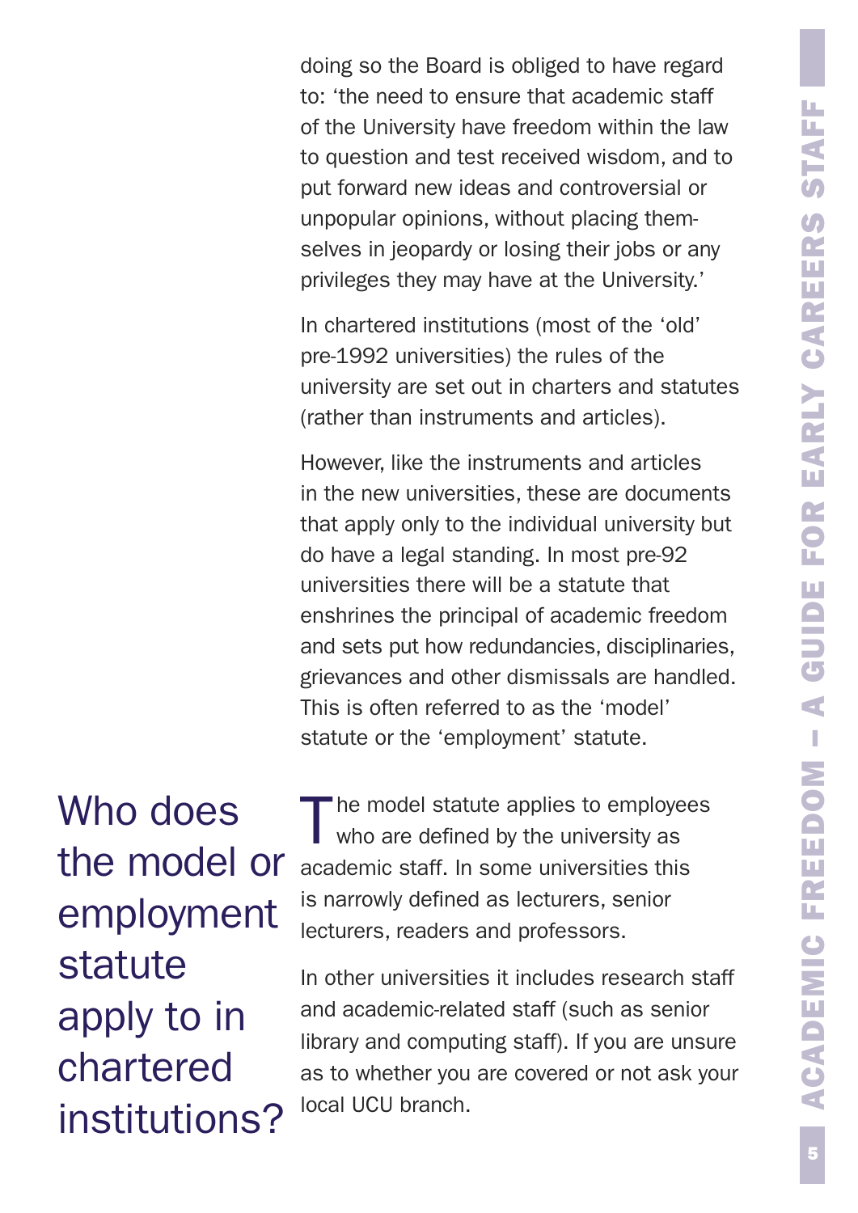doing so the Board is obliged to have regard to: 'the need to ensure that academic staff of the University have freedom within the law to question and test received wisdom, and to put forward new ideas and controversial or unpopular opinions, without placing themselves in jeopardy or losing their jobs or any privileges they may have at the University.'

In chartered institutions (most of the 'old' pre-1992 universities) the rules of the university are set out in charters and statutes (rather than instruments and articles).

However, like the instruments and articles in the new universities, these are documents that apply only to the individual university but do have a legal standing. In most pre-92 universities there will be a statute that enshrines the principal of academic freedom and sets put how redundancies, disciplinaries, grievances and other dismissals are handled. This is often referred to as the 'model' statute or the 'employment' statute.

## Who does the model or employment statute apply to in chartered institutions?

The model statute applies to employees who are defined by the university as academic staff. In some universities this is narrowly defined as lecturers, senior lecturers, readers and professors.

In other universities it includes research staff and academic-related staff (such as senior library and computing staff). If you are unsure as to whether you are covered or not ask your local UCU branch.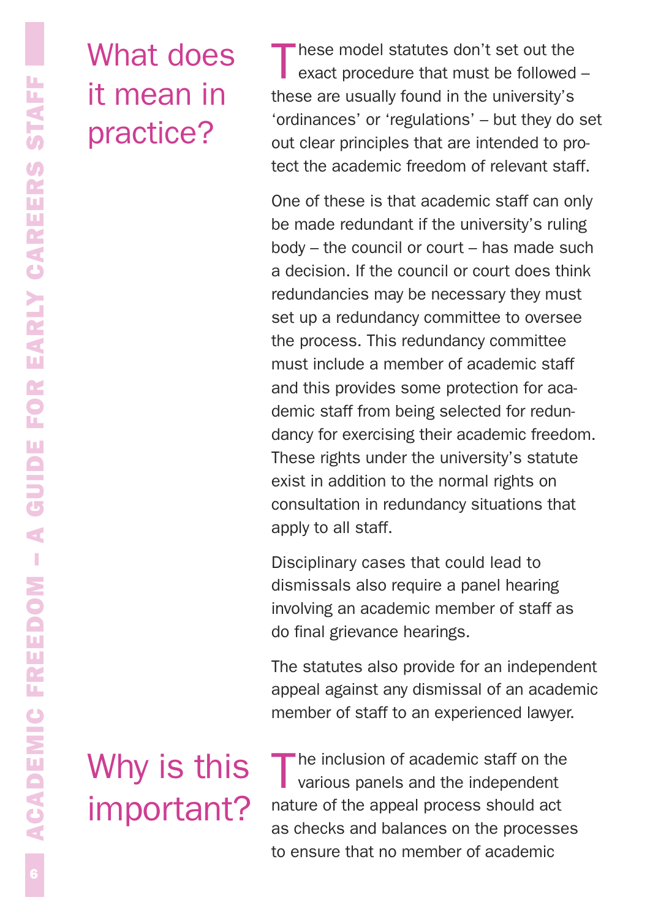## What does it mean in practice?

These model statutes don't set out the exact procedure that must be followed – these are usually found in the university's 'ordinances' or 'regulations' – but they do set out clear principles that are intended to protect the academic freedom of relevant staff.

One of these is that academic staff can only be made redundant if the university's ruling body – the council or court – has made such a decision. If the council or court does think redundancies may be necessary they must set up a redundancy committee to oversee the process. This redundancy committee must include a member of academic staff and this provides some protection for academic staff from being selected for redundancy for exercising their academic freedom. These rights under the university's statute exist in addition to the normal rights on consultation in redundancy situations that apply to all staff.

Disciplinary cases that could lead to dismissals also require a panel hearing involving an academic member of staff as do final grievance hearings.

The statutes also provide for an independent appeal against any dismissal of an academic member of staff to an experienced lawyer.

## Why is this important?

The inclusion of academic staff on the various panels and the independent nature of the appeal process should act as checks and balances on the processes to ensure that no member of academic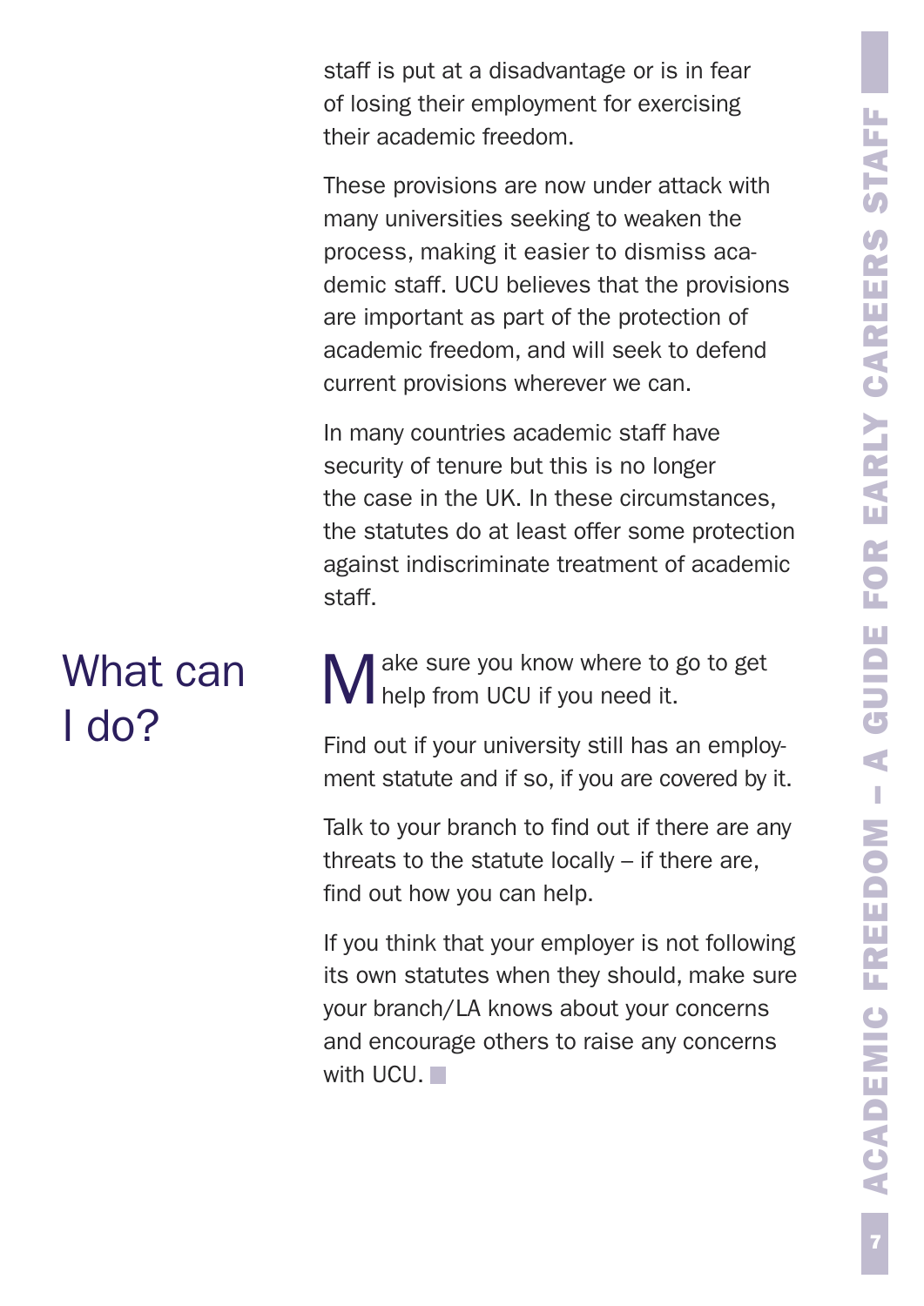staff is put at a disadvantage or is in fear of losing their employment for exercising their academic freedom.

These provisions are now under attack with many universities seeking to weaken the process, making it easier to dismiss academic staff. UCU believes that the provisions are important as part of the protection of academic freedom, and will seek to defend current provisions wherever we can.

In many countries academic staff have security of tenure but this is no longer the case in the UK. In these circumstances, the statutes do at least offer some protection against indiscriminate treatment of academic staff.

## What can I do?

Make sure you know where to go to get help from UCU if you need it.

Find out if your university still has an employment statute and if so, if you are covered by it.

Talk to your branch to find out if there are any threats to the statute locally – if there are, find out how you can help.

If you think that your employer is not following its own statutes when they should, make sure your branch/LA knows about your concerns and encourage others to raise any concerns with UCU.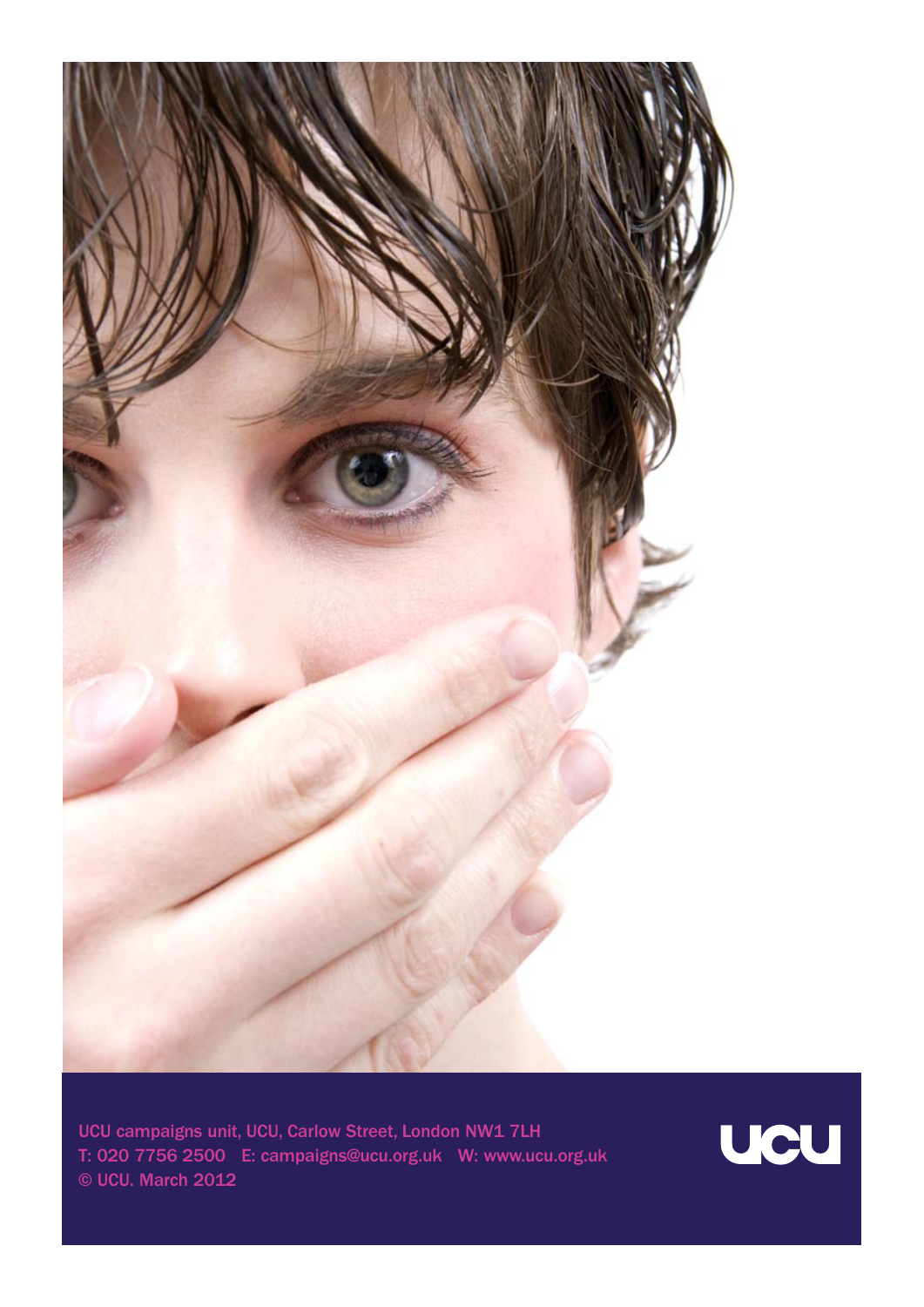UCU campaigns unit, UCU, Carlow Street, London NW1 7LH
T: 020 7756 2500 E: campaigns@ucu.org.uk W: www.ucu.org.uk
© UCU. March 2012

UCU